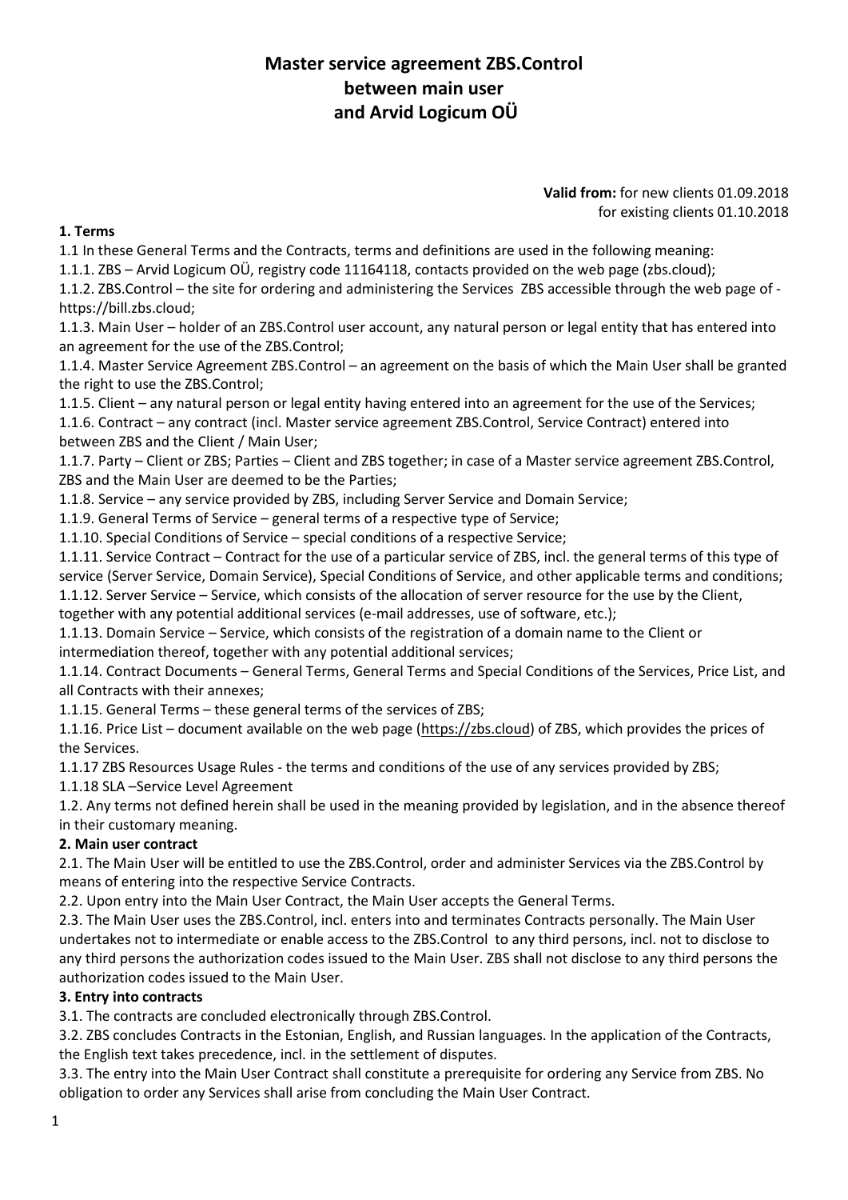# Master service agreement ZBS.Control between main user and Arvid Logicum OÜ

**Valid from:** for new clients 01.09.2018
for existing clients 01.10.2018

**1. Terms**

1.1 In these General Terms and the Contracts, terms and definitions are used in the following meaning:

1.1.1. ZBS – Arvid Logicum OÜ, registry code 11164118, contacts provided on the web page (zbs.cloud);

1.1.2. ZBS.Control – the site for ordering and administering the Services ZBS accessible through the web page of - https://bill.zbs.cloud;

1.1.3. Main User – holder of an ZBS.Control user account, any natural person or legal entity that has entered into an agreement for the use of the ZBS.Control;

1.1.4. Master Service Agreement ZBS.Control – an agreement on the basis of which the Main User shall be granted the right to use the ZBS.Control;

1.1.5. Client – any natural person or legal entity having entered into an agreement for the use of the Services;

1.1.6. Contract – any contract (incl. Master service agreement ZBS.Control, Service Contract) entered into between ZBS and the Client / Main User;

1.1.7. Party – Client or ZBS; Parties – Client and ZBS together; in case of a Master service agreement ZBS.Control, ZBS and the Main User are deemed to be the Parties;

1.1.8. Service – any service provided by ZBS, including Server Service and Domain Service;

1.1.9. General Terms of Service – general terms of a respective type of Service;

1.1.10. Special Conditions of Service – special conditions of a respective Service;

1.1.11. Service Contract – Contract for the use of a particular service of ZBS, incl. the general terms of this type of service (Server Service, Domain Service), Special Conditions of Service, and other applicable terms and conditions;

1.1.12. Server Service – Service, which consists of the allocation of server resource for the use by the Client, together with any potential additional services (e-mail addresses, use of software, etc.);

1.1.13. Domain Service – Service, which consists of the registration of a domain name to the Client or intermediation thereof, together with any potential additional services;

1.1.14. Contract Documents – General Terms, General Terms and Special Conditions of the Services, Price List, and all Contracts with their annexes;

1.1.15. General Terms – these general terms of the services of ZBS;

1.1.16. Price List – document available on the web page (https://zbs.cloud) of ZBS, which provides the prices of the Services.

1.1.17 ZBS Resources Usage Rules - the terms and conditions of the use of any services provided by ZBS;

1.1.18 SLA –Service Level Agreement

1.2. Any terms not defined herein shall be used in the meaning provided by legislation, and in the absence thereof in their customary meaning.

**2. Main user contract**

2.1. The Main User will be entitled to use the ZBS.Control, order and administer Services via the ZBS.Control by means of entering into the respective Service Contracts.

2.2. Upon entry into the Main User Contract, the Main User accepts the General Terms.

2.3. The Main User uses the ZBS.Control, incl. enters into and terminates Contracts personally. The Main User undertakes not to intermediate or enable access to the ZBS.Control to any third persons, incl. not to disclose to any third persons the authorization codes issued to the Main User. ZBS shall not disclose to any third persons the authorization codes issued to the Main User.

**3. Entry into contracts**

3.1. The contracts are concluded electronically through ZBS.Control.

3.2. ZBS concludes Contracts in the Estonian, English, and Russian languages. In the application of the Contracts, the English text takes precedence, incl. in the settlement of disputes.

3.3. The entry into the Main User Contract shall constitute a prerequisite for ordering any Service from ZBS. No obligation to order any Services shall arise from concluding the Main User Contract.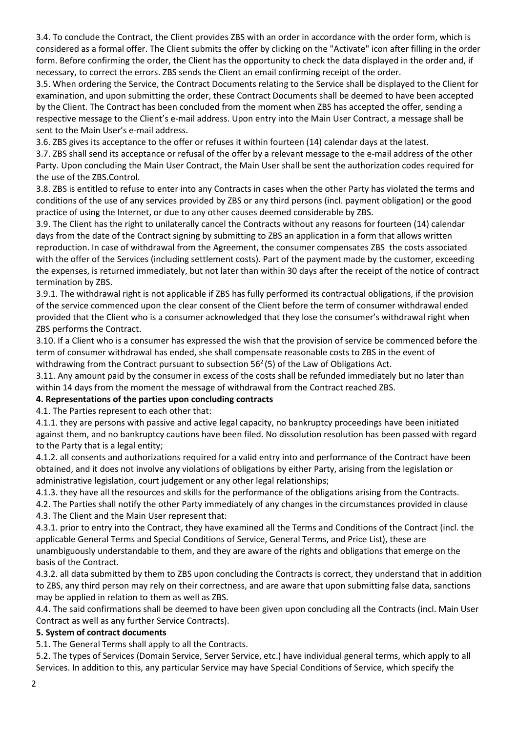3.4. To conclude the Contract, the Client provides ZBS with an order in accordance with the order form, which is considered as a formal offer. The Client submits the offer by clicking on the "Activate" icon after filling in the order form. Before confirming the order, the Client has the opportunity to check the data displayed in the order and, if necessary, to correct the errors. ZBS sends the Client an email confirming receipt of the order.

3.5. When ordering the Service, the Contract Documents relating to the Service shall be displayed to the Client for examination, and upon submitting the order, these Contract Documents shall be deemed to have been accepted by the Client. The Contract has been concluded from the moment when ZBS has accepted the offer, sending a respective message to the Client's e-mail address. Upon entry into the Main User Contract, a message shall be sent to the Main User's e-mail address.

3.6. ZBS gives its acceptance to the offer or refuses it within fourteen (14) calendar days at the latest.

3.7. ZBS shall send its acceptance or refusal of the offer by a relevant message to the e-mail address of the other Party. Upon concluding the Main User Contract, the Main User shall be sent the authorization codes required for the use of the ZBS.Control.

3.8. ZBS is entitled to refuse to enter into any Contracts in cases when the other Party has violated the terms and conditions of the use of any services provided by ZBS or any third persons (incl. payment obligation) or the good practice of using the Internet, or due to any other causes deemed considerable by ZBS.

3.9. The Client has the right to unilaterally cancel the Contracts without any reasons for fourteen (14) calendar days from the date of the Contract signing by submitting to ZBS an application in a form that allows written reproduction. In case of withdrawal from the Agreement, the consumer compensates ZBS the costs associated with the offer of the Services (including settlement costs). Part of the payment made by the customer, exceeding the expenses, is returned immediately, but not later than within 30 days after the receipt of the notice of contract termination by ZBS.

3.9.1. The withdrawal right is not applicable if ZBS has fully performed its contractual obligations, if the provision of the service commenced upon the clear consent of the Client before the term of consumer withdrawal ended provided that the Client who is a consumer acknowledged that they lose the consumer's withdrawal right when ZBS performs the Contract.

3.10. If a Client who is a consumer has expressed the wish that the provision of service be commenced before the term of consumer withdrawal has ended, she shall compensate reasonable costs to ZBS in the event of withdrawing from the Contract pursuant to subsection 56[2] (5) of the Law of Obligations Act.

3.11. Any amount paid by the consumer in excess of the costs shall be refunded immediately but no later than within 14 days from the moment the message of withdrawal from the Contract reached ZBS.

**4. Representations of the parties upon concluding contracts**

4.1. The Parties represent to each other that:

4.1.1. they are persons with passive and active legal capacity, no bankruptcy proceedings have been initiated against them, and no bankruptcy cautions have been filed. No dissolution resolution has been passed with regard to the Party that is a legal entity;

4.1.2. all consents and authorizations required for a valid entry into and performance of the Contract have been obtained, and it does not involve any violations of obligations by either Party, arising from the legislation or administrative legislation, court judgement or any other legal relationships;

4.1.3. they have all the resources and skills for the performance of the obligations arising from the Contracts.

4.2. The Parties shall notify the other Party immediately of any changes in the circumstances provided in clause

4.3. The Client and the Main User represent that:

4.3.1. prior to entry into the Contract, they have examined all the Terms and Conditions of the Contract (incl. the applicable General Terms and Special Conditions of Service, General Terms, and Price List), these are unambiguously understandable to them, and they are aware of the rights and obligations that emerge on the basis of the Contract.

4.3.2. all data submitted by them to ZBS upon concluding the Contracts is correct, they understand that in addition to ZBS, any third person may rely on their correctness, and are aware that upon submitting false data, sanctions may be applied in relation to them as well as ZBS.

4.4. The said confirmations shall be deemed to have been given upon concluding all the Contracts (incl. Main User Contract as well as any further Service Contracts).

**5. System of contract documents**

5.1. The General Terms shall apply to all the Contracts.

5.2. The types of Services (Domain Service, Server Service, etc.) have individual general terms, which apply to all Services. In addition to this, any particular Service may have Special Conditions of Service, which specify the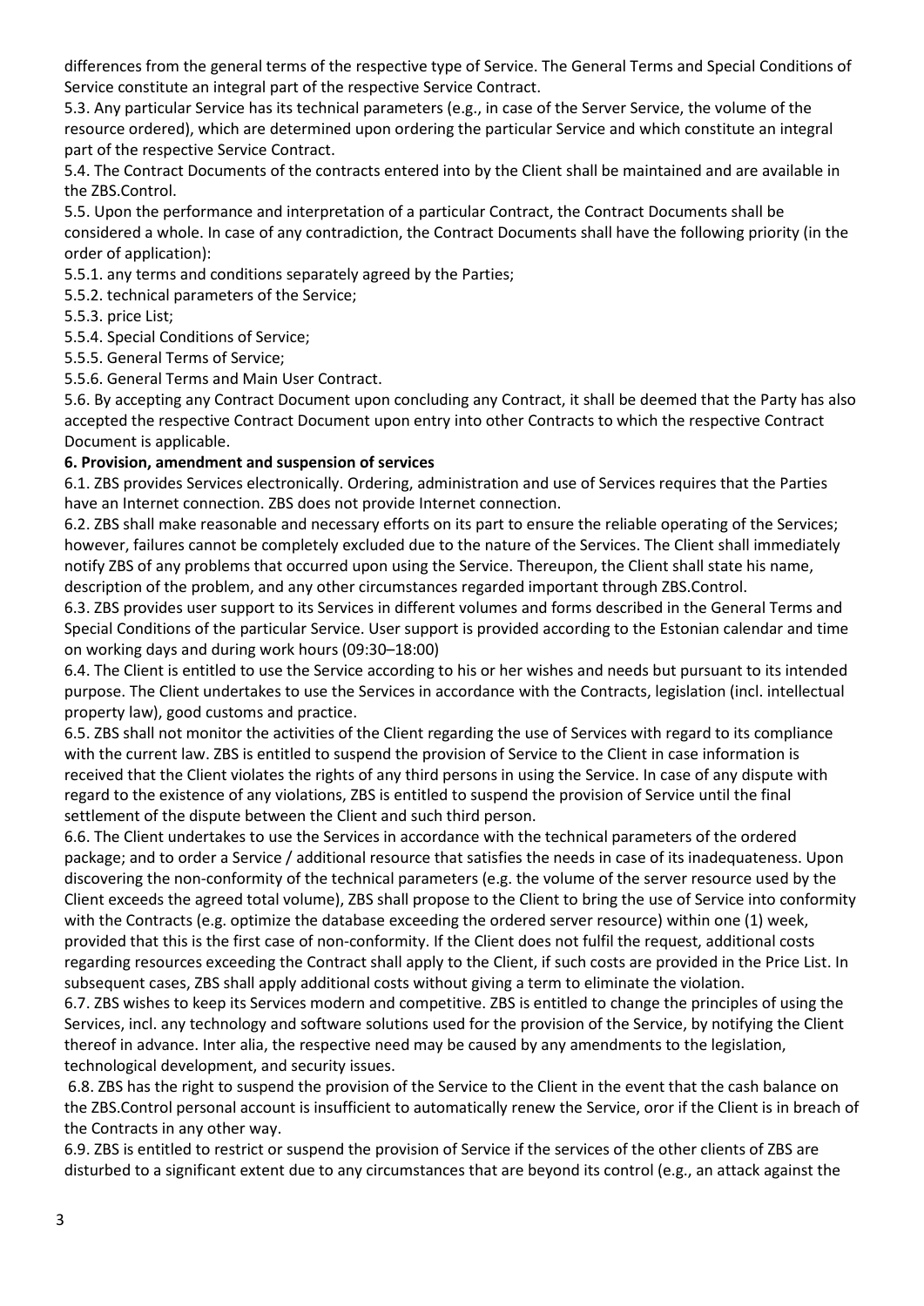differences from the general terms of the respective type of Service. The General Terms and Special Conditions of Service constitute an integral part of the respective Service Contract.

5.3. Any particular Service has its technical parameters (e.g., in case of the Server Service, the volume of the resource ordered), which are determined upon ordering the particular Service and which constitute an integral part of the respective Service Contract.

5.4. The Contract Documents of the contracts entered into by the Client shall be maintained and are available in the ZBS.Control.

5.5. Upon the performance and interpretation of a particular Contract, the Contract Documents shall be considered a whole. In case of any contradiction, the Contract Documents shall have the following priority (in the order of application):

5.5.1. any terms and conditions separately agreed by the Parties;

5.5.2. technical parameters of the Service;

5.5.3. price List;

5.5.4. Special Conditions of Service;

5.5.5. General Terms of Service;

5.5.6. General Terms and Main User Contract.

5.6. By accepting any Contract Document upon concluding any Contract, it shall be deemed that the Party has also accepted the respective Contract Document upon entry into other Contracts to which the respective Contract Document is applicable.

**6. Provision, amendment and suspension of services**

6.1. ZBS provides Services electronically. Ordering, administration and use of Services requires that the Parties have an Internet connection. ZBS does not provide Internet connection.

6.2. ZBS shall make reasonable and necessary efforts on its part to ensure the reliable operating of the Services; however, failures cannot be completely excluded due to the nature of the Services. The Client shall immediately notify ZBS of any problems that occurred upon using the Service. Thereupon, the Client shall state his name, description of the problem, and any other circumstances regarded important through ZBS.Control.

6.3. ZBS provides user support to its Services in different volumes and forms described in the General Terms and Special Conditions of the particular Service. User support is provided according to the Estonian calendar and time on working days and during work hours (09:30–18:00)

6.4. The Client is entitled to use the Service according to his or her wishes and needs but pursuant to its intended purpose. The Client undertakes to use the Services in accordance with the Contracts, legislation (incl. intellectual property law), good customs and practice.

6.5. ZBS shall not monitor the activities of the Client regarding the use of Services with regard to its compliance with the current law. ZBS is entitled to suspend the provision of Service to the Client in case information is received that the Client violates the rights of any third persons in using the Service. In case of any dispute with regard to the existence of any violations, ZBS is entitled to suspend the provision of Service until the final settlement of the dispute between the Client and such third person.

6.6. The Client undertakes to use the Services in accordance with the technical parameters of the ordered package; and to order a Service / additional resource that satisfies the needs in case of its inadequateness. Upon discovering the non-conformity of the technical parameters (e.g. the volume of the server resource used by the Client exceeds the agreed total volume), ZBS shall propose to the Client to bring the use of Service into conformity with the Contracts (e.g. optimize the database exceeding the ordered server resource) within one (1) week, provided that this is the first case of non-conformity. If the Client does not fulfil the request, additional costs regarding resources exceeding the Contract shall apply to the Client, if such costs are provided in the Price List. In subsequent cases, ZBS shall apply additional costs without giving a term to eliminate the violation.

6.7. ZBS wishes to keep its Services modern and competitive. ZBS is entitled to change the principles of using the Services, incl. any technology and software solutions used for the provision of the Service, by notifying the Client thereof in advance. Inter alia, the respective need may be caused by any amendments to the legislation, technological development, and security issues.

6.8. ZBS has the right to suspend the provision of the Service to the Client in the event that the cash balance on the ZBS.Control personal account is insufficient to automatically renew the Service, oror if the Client is in breach of the Contracts in any other way.

6.9. ZBS is entitled to restrict or suspend the provision of Service if the services of the other clients of ZBS are disturbed to a significant extent due to any circumstances that are beyond its control (e.g., an attack against the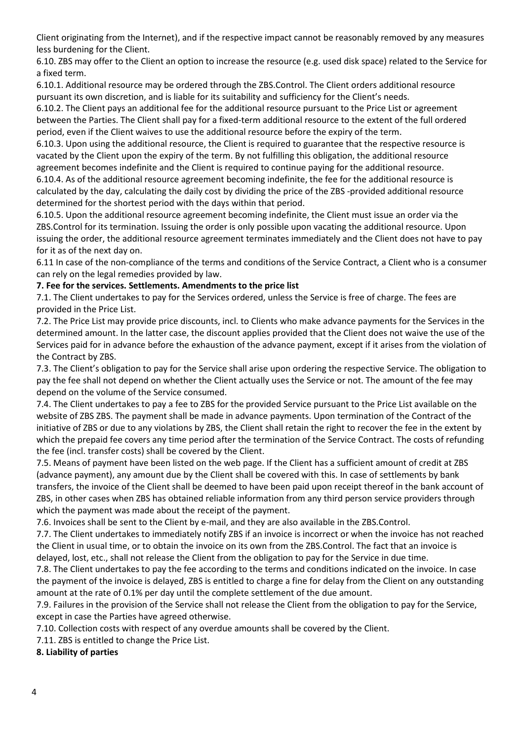Client originating from the Internet), and if the respective impact cannot be reasonably removed by any measures less burdening for the Client.

6.10. ZBS may offer to the Client an option to increase the resource (e.g. used disk space) related to the Service for a fixed term.

6.10.1. Additional resource may be ordered through the ZBS.Control. The Client orders additional resource pursuant its own discretion, and is liable for its suitability and sufficiency for the Client's needs.

6.10.2. The Client pays an additional fee for the additional resource pursuant to the Price List or agreement between the Parties. The Client shall pay for a fixed-term additional resource to the extent of the full ordered period, even if the Client waives to use the additional resource before the expiry of the term.

6.10.3. Upon using the additional resource, the Client is required to guarantee that the respective resource is vacated by the Client upon the expiry of the term. By not fulfilling this obligation, the additional resource agreement becomes indefinite and the Client is required to continue paying for the additional resource.

6.10.4. As of the additional resource agreement becoming indefinite, the fee for the additional resource is calculated by the day, calculating the daily cost by dividing the price of the ZBS -provided additional resource determined for the shortest period with the days within that period.

6.10.5. Upon the additional resource agreement becoming indefinite, the Client must issue an order via the ZBS.Control for its termination. Issuing the order is only possible upon vacating the additional resource. Upon issuing the order, the additional resource agreement terminates immediately and the Client does not have to pay for it as of the next day on.

6.11 In case of the non-compliance of the terms and conditions of the Service Contract, a Client who is a consumer can rely on the legal remedies provided by law.

**7. Fee for the services. Settlements. Amendments to the price list**

7.1. The Client undertakes to pay for the Services ordered, unless the Service is free of charge. The fees are provided in the Price List.

7.2. The Price List may provide price discounts, incl. to Clients who make advance payments for the Services in the determined amount. In the latter case, the discount applies provided that the Client does not waive the use of the Services paid for in advance before the exhaustion of the advance payment, except if it arises from the violation of the Contract by ZBS.

7.3. The Client's obligation to pay for the Service shall arise upon ordering the respective Service. The obligation to pay the fee shall not depend on whether the Client actually uses the Service or not. The amount of the fee may depend on the volume of the Service consumed.

7.4. The Client undertakes to pay a fee to ZBS for the provided Service pursuant to the Price List available on the website of ZBS ZBS. The payment shall be made in advance payments. Upon termination of the Contract of the initiative of ZBS or due to any violations by ZBS, the Client shall retain the right to recover the fee in the extent by which the prepaid fee covers any time period after the termination of the Service Contract. The costs of refunding the fee (incl. transfer costs) shall be covered by the Client.

7.5. Means of payment have been listed on the web page. If the Client has a sufficient amount of credit at ZBS (advance payment), any amount due by the Client shall be covered with this. In case of settlements by bank transfers, the invoice of the Client shall be deemed to have been paid upon receipt thereof in the bank account of ZBS, in other cases when ZBS has obtained reliable information from any third person service providers through which the payment was made about the receipt of the payment.

7.6. Invoices shall be sent to the Client by e-mail, and they are also available in the ZBS.Control.

7.7. The Client undertakes to immediately notify ZBS if an invoice is incorrect or when the invoice has not reached the Client in usual time, or to obtain the invoice on its own from the ZBS.Control. The fact that an invoice is delayed, lost, etc., shall not release the Client from the obligation to pay for the Service in due time.

7.8. The Client undertakes to pay the fee according to the terms and conditions indicated on the invoice. In case the payment of the invoice is delayed, ZBS is entitled to charge a fine for delay from the Client on any outstanding amount at the rate of 0.1% per day until the complete settlement of the due amount.

7.9. Failures in the provision of the Service shall not release the Client from the obligation to pay for the Service, except in case the Parties have agreed otherwise.

7.10. Collection costs with respect of any overdue amounts shall be covered by the Client.

7.11. ZBS is entitled to change the Price List.

**8. Liability of parties**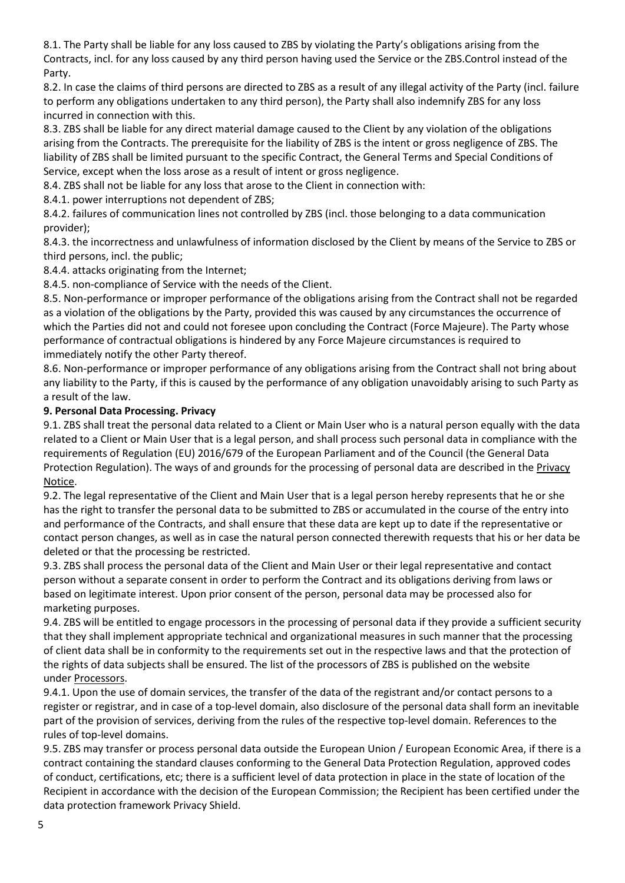8.1. The Party shall be liable for any loss caused to ZBS by violating the Party's obligations arising from the Contracts, incl. for any loss caused by any third person having used the Service or the ZBS.Control instead of the Party.

8.2. In case the claims of third persons are directed to ZBS as a result of any illegal activity of the Party (incl. failure to perform any obligations undertaken to any third person), the Party shall also indemnify ZBS for any loss incurred in connection with this.

8.3. ZBS shall be liable for any direct material damage caused to the Client by any violation of the obligations arising from the Contracts. The prerequisite for the liability of ZBS is the intent or gross negligence of ZBS. The liability of ZBS shall be limited pursuant to the specific Contract, the General Terms and Special Conditions of Service, except when the loss arose as a result of intent or gross negligence.

8.4. ZBS shall not be liable for any loss that arose to the Client in connection with:

8.4.1. power interruptions not dependent of ZBS;

8.4.2. failures of communication lines not controlled by ZBS (incl. those belonging to a data communication provider);

8.4.3. the incorrectness and unlawfulness of information disclosed by the Client by means of the Service to ZBS or third persons, incl. the public;

8.4.4. attacks originating from the Internet;

8.4.5. non-compliance of Service with the needs of the Client.

8.5. Non-performance or improper performance of the obligations arising from the Contract shall not be regarded as a violation of the obligations by the Party, provided this was caused by any circumstances the occurrence of which the Parties did not and could not foresee upon concluding the Contract (Force Majeure). The Party whose performance of contractual obligations is hindered by any Force Majeure circumstances is required to immediately notify the other Party thereof.

8.6. Non-performance or improper performance of any obligations arising from the Contract shall not bring about any liability to the Party, if this is caused by the performance of any obligation unavoidably arising to such Party as a result of the law.

**9. Personal Data Processing. Privacy**

9.1. ZBS shall treat the personal data related to a Client or Main User who is a natural person equally with the data related to a Client or Main User that is a legal person, and shall process such personal data in compliance with the requirements of Regulation (EU) 2016/679 of the European Parliament and of the Council (the General Data Protection Regulation). The ways of and grounds for the processing of personal data are described in the Privacy Notice.

9.2. The legal representative of the Client and Main User that is a legal person hereby represents that he or she has the right to transfer the personal data to be submitted to ZBS or accumulated in the course of the entry into and performance of the Contracts, and shall ensure that these data are kept up to date if the representative or contact person changes, as well as in case the natural person connected therewith requests that his or her data be deleted or that the processing be restricted.

9.3. ZBS shall process the personal data of the Client and Main User or their legal representative and contact person without a separate consent in order to perform the Contract and its obligations deriving from laws or based on legitimate interest. Upon prior consent of the person, personal data may be processed also for marketing purposes.

9.4. ZBS will be entitled to engage processors in the processing of personal data if they provide a sufficient security that they shall implement appropriate technical and organizational measures in such manner that the processing of client data shall be in conformity to the requirements set out in the respective laws and that the protection of the rights of data subjects shall be ensured. The list of the processors of ZBS is published on the website under Processors.

9.4.1. Upon the use of domain services, the transfer of the data of the registrant and/or contact persons to a register or registrar, and in case of a top-level domain, also disclosure of the personal data shall form an inevitable part of the provision of services, deriving from the rules of the respective top-level domain. References to the rules of top-level domains.

9.5. ZBS may transfer or process personal data outside the European Union / European Economic Area, if there is a contract containing the standard clauses conforming to the General Data Protection Regulation, approved codes of conduct, certifications, etc; there is a sufficient level of data protection in place in the state of location of the Recipient in accordance with the decision of the European Commission; the Recipient has been certified under the data protection framework Privacy Shield.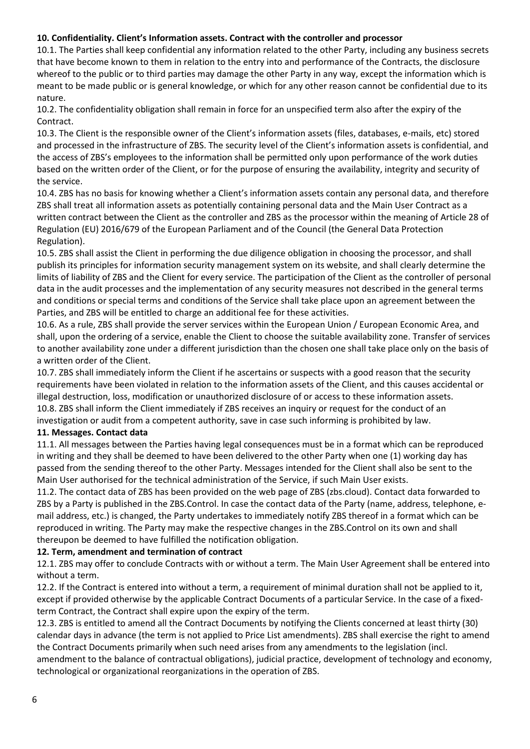**10. Confidentiality. Client's Information assets. Contract with the controller and processor**

10.1. The Parties shall keep confidential any information related to the other Party, including any business secrets that have become known to them in relation to the entry into and performance of the Contracts, the disclosure whereof to the public or to third parties may damage the other Party in any way, except the information which is meant to be made public or is general knowledge, or which for any other reason cannot be confidential due to its nature.

10.2. The confidentiality obligation shall remain in force for an unspecified term also after the expiry of the Contract.

10.3. The Client is the responsible owner of the Client's information assets (files, databases, e-mails, etc) stored and processed in the infrastructure of ZBS. The security level of the Client's information assets is confidential, and the access of ZBS's employees to the information shall be permitted only upon performance of the work duties based on the written order of the Client, or for the purpose of ensuring the availability, integrity and security of the service.

10.4. ZBS has no basis for knowing whether a Client's information assets contain any personal data, and therefore ZBS shall treat all information assets as potentially containing personal data and the Main User Contract as a written contract between the Client as the controller and ZBS as the processor within the meaning of Article 28 of Regulation (EU) 2016/679 of the European Parliament and of the Council (the General Data Protection Regulation).

10.5. ZBS shall assist the Client in performing the due diligence obligation in choosing the processor, and shall publish its principles for information security management system on its website, and shall clearly determine the limits of liability of ZBS and the Client for every service. The participation of the Client as the controller of personal data in the audit processes and the implementation of any security measures not described in the general terms and conditions or special terms and conditions of the Service shall take place upon an agreement between the Parties, and ZBS will be entitled to charge an additional fee for these activities.

10.6. As a rule, ZBS shall provide the server services within the European Union / European Economic Area, and shall, upon the ordering of a service, enable the Client to choose the suitable availability zone. Transfer of services to another availability zone under a different jurisdiction than the chosen one shall take place only on the basis of a written order of the Client.

10.7. ZBS shall immediately inform the Client if he ascertains or suspects with a good reason that the security requirements have been violated in relation to the information assets of the Client, and this causes accidental or illegal destruction, loss, modification or unauthorized disclosure of or access to these information assets.

10.8. ZBS shall inform the Client immediately if ZBS receives an inquiry or request for the conduct of an investigation or audit from a competent authority, save in case such informing is prohibited by law.

**11. Messages. Contact data**

11.1. All messages between the Parties having legal consequences must be in a format which can be reproduced in writing and they shall be deemed to have been delivered to the other Party when one (1) working day has passed from the sending thereof to the other Party. Messages intended for the Client shall also be sent to the Main User authorised for the technical administration of the Service, if such Main User exists.

11.2. The contact data of ZBS has been provided on the web page of ZBS (zbs.cloud). Contact data forwarded to ZBS by a Party is published in the ZBS.Control. In case the contact data of the Party (name, address, telephone, e-mail address, etc.) is changed, the Party undertakes to immediately notify ZBS thereof in a format which can be reproduced in writing. The Party may make the respective changes in the ZBS.Control on its own and shall thereupon be deemed to have fulfilled the notification obligation.

**12. Term, amendment and termination of contract**

12.1. ZBS may offer to conclude Contracts with or without a term. The Main User Agreement shall be entered into without a term.

12.2. If the Contract is entered into without a term, a requirement of minimal duration shall not be applied to it, except if provided otherwise by the applicable Contract Documents of a particular Service. In the case of a fixed-term Contract, the Contract shall expire upon the expiry of the term.

12.3. ZBS is entitled to amend all the Contract Documents by notifying the Clients concerned at least thirty (30) calendar days in advance (the term is not applied to Price List amendments). ZBS shall exercise the right to amend the Contract Documents primarily when such need arises from any amendments to the legislation (incl. amendment to the balance of contractual obligations), judicial practice, development of technology and economy, technological or organizational reorganizations in the operation of ZBS.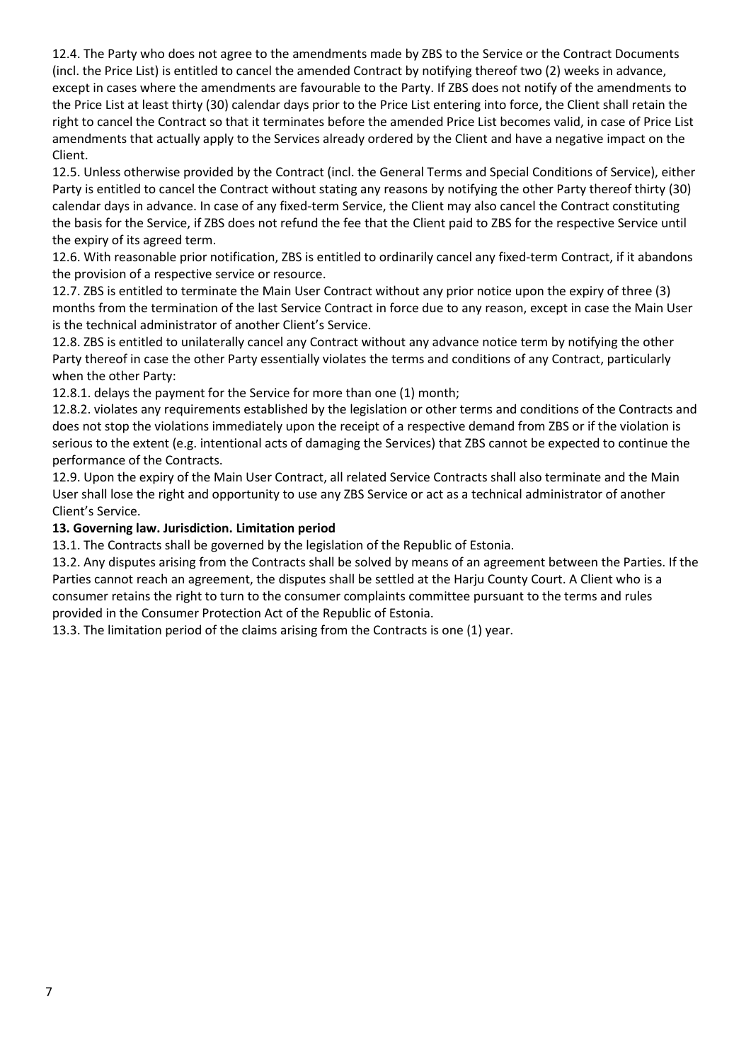12.4. The Party who does not agree to the amendments made by ZBS to the Service or the Contract Documents (incl. the Price List) is entitled to cancel the amended Contract by notifying thereof two (2) weeks in advance, except in cases where the amendments are favourable to the Party. If ZBS does not notify of the amendments to the Price List at least thirty (30) calendar days prior to the Price List entering into force, the Client shall retain the right to cancel the Contract so that it terminates before the amended Price List becomes valid, in case of Price List amendments that actually apply to the Services already ordered by the Client and have a negative impact on the Client.

12.5. Unless otherwise provided by the Contract (incl. the General Terms and Special Conditions of Service), either Party is entitled to cancel the Contract without stating any reasons by notifying the other Party thereof thirty (30) calendar days in advance. In case of any fixed-term Service, the Client may also cancel the Contract constituting the basis for the Service, if ZBS does not refund the fee that the Client paid to ZBS for the respective Service until the expiry of its agreed term.

12.6. With reasonable prior notification, ZBS is entitled to ordinarily cancel any fixed-term Contract, if it abandons the provision of a respective service or resource.

12.7. ZBS is entitled to terminate the Main User Contract without any prior notice upon the expiry of three (3) months from the termination of the last Service Contract in force due to any reason, except in case the Main User is the technical administrator of another Client's Service.

12.8. ZBS is entitled to unilaterally cancel any Contract without any advance notice term by notifying the other Party thereof in case the other Party essentially violates the terms and conditions of any Contract, particularly when the other Party:

12.8.1. delays the payment for the Service for more than one (1) month;

12.8.2. violates any requirements established by the legislation or other terms and conditions of the Contracts and does not stop the violations immediately upon the receipt of a respective demand from ZBS or if the violation is serious to the extent (e.g. intentional acts of damaging the Services) that ZBS cannot be expected to continue the performance of the Contracts.

12.9. Upon the expiry of the Main User Contract, all related Service Contracts shall also terminate and the Main User shall lose the right and opportunity to use any ZBS Service or act as a technical administrator of another Client's Service.

**13. Governing law. Jurisdiction. Limitation period**

13.1. The Contracts shall be governed by the legislation of the Republic of Estonia.

13.2. Any disputes arising from the Contracts shall be solved by means of an agreement between the Parties. If the Parties cannot reach an agreement, the disputes shall be settled at the Harju County Court. A Client who is a consumer retains the right to turn to the consumer complaints committee pursuant to the terms and rules provided in the Consumer Protection Act of the Republic of Estonia.

13.3. The limitation period of the claims arising from the Contracts is one (1) year.